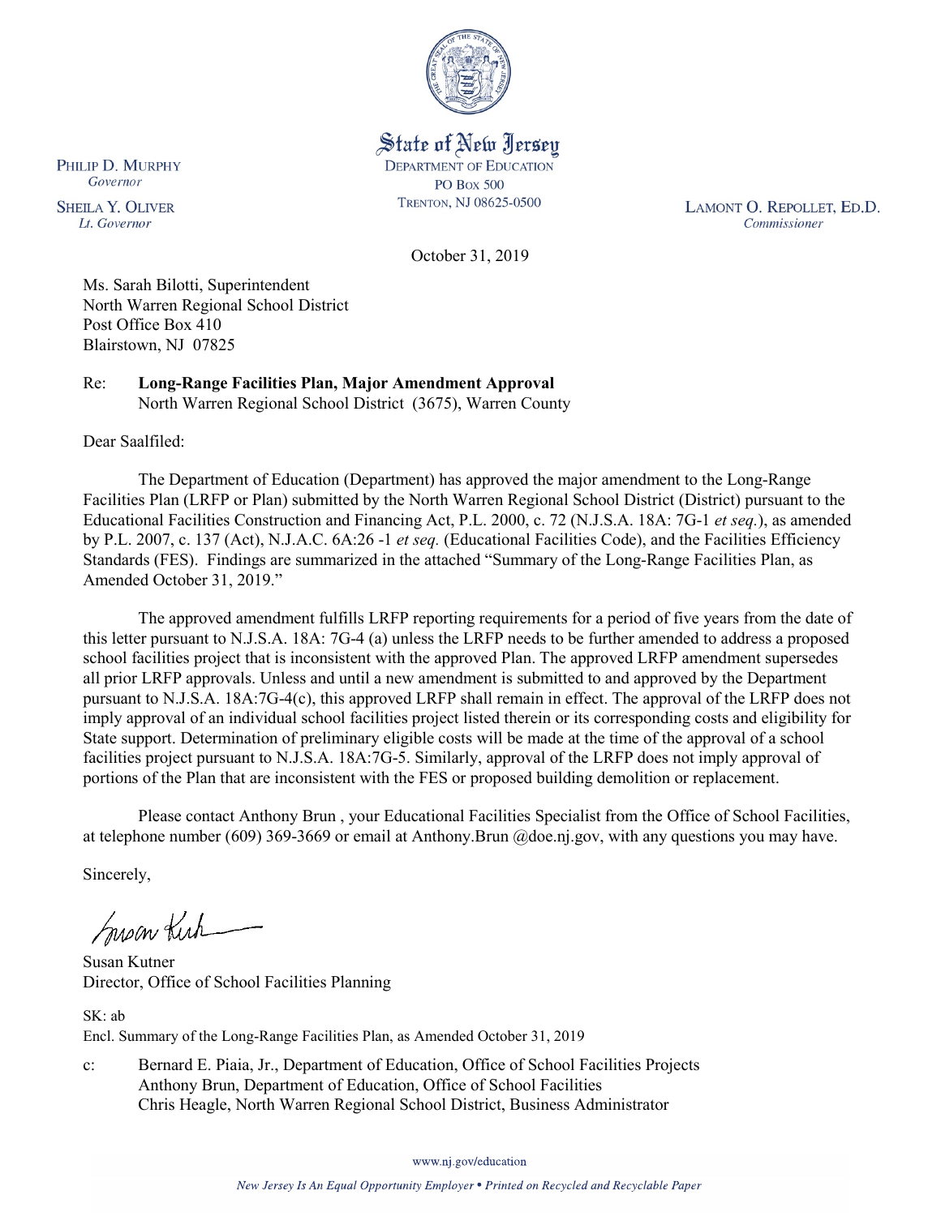State of New Jersey
DEPARTMENT OF EDUCATION
PO Box 500
TRENTON, NJ 08625-0500

PHILIP D. MURPHY
*Governor*

SHEILA Y. OLIVER
*Lt. Governor*

LAMONT O. REPOLLET, ED.D.
*Commissioner*

October 31, 2019

Ms. Sarah Bilotti, Superintendent
North Warren Regional School District
Post Office Box 410
Blairstown, NJ 07825

Re: **Long-Range Facilities Plan, Major Amendment Approval**
North Warren Regional School District (3675), Warren County

Dear Saalfiled:

The Department of Education (Department) has approved the major amendment to the Long-Range Facilities Plan (LRFP or Plan) submitted by the North Warren Regional School District (District) pursuant to the Educational Facilities Construction and Financing Act, P.L. 2000, c. 72 (N.J.S.A. 18A: 7G-1 *et seq.*), as amended by P.L. 2007, c. 137 (Act), N.J.A.C. 6A:26 -1 *et seq.* (Educational Facilities Code), and the Facilities Efficiency Standards (FES). Findings are summarized in the attached "Summary of the Long-Range Facilities Plan, as Amended October 31, 2019."

The approved amendment fulfills LRFP reporting requirements for a period of five years from the date of this letter pursuant to N.J.S.A. 18A: 7G-4 (a) unless the LRFP needs to be further amended to address a proposed school facilities project that is inconsistent with the approved Plan. The approved LRFP amendment supersedes all prior LRFP approvals. Unless and until a new amendment is submitted to and approved by the Department pursuant to N.J.S.A. 18A:7G-4(c), this approved LRFP shall remain in effect. The approval of the LRFP does not imply approval of an individual school facilities project listed therein or its corresponding costs and eligibility for State support. Determination of preliminary eligible costs will be made at the time of the approval of a school facilities project pursuant to N.J.S.A. 18A:7G-5. Similarly, approval of the LRFP does not imply approval of portions of the Plan that are inconsistent with the FES or proposed building demolition or replacement.

Please contact Anthony Brun , your Educational Facilities Specialist from the Office of School Facilities, at telephone number (609) 369-3669 or email at Anthony.Brun @doe.nj.gov, with any questions you may have.

Sincerely,

Susan Kutner
Director, Office of School Facilities Planning

SK: ab
Encl. Summary of the Long-Range Facilities Plan, as Amended October 31, 2019

c: Bernard E. Piaia, Jr., Department of Education, Office of School Facilities Projects
Anthony Brun, Department of Education, Office of School Facilities
Chris Heagle, North Warren Regional School District, Business Administrator

www.nj.gov/education

*New Jersey Is An Equal Opportunity Employer • Printed on Recycled and Recyclable Paper*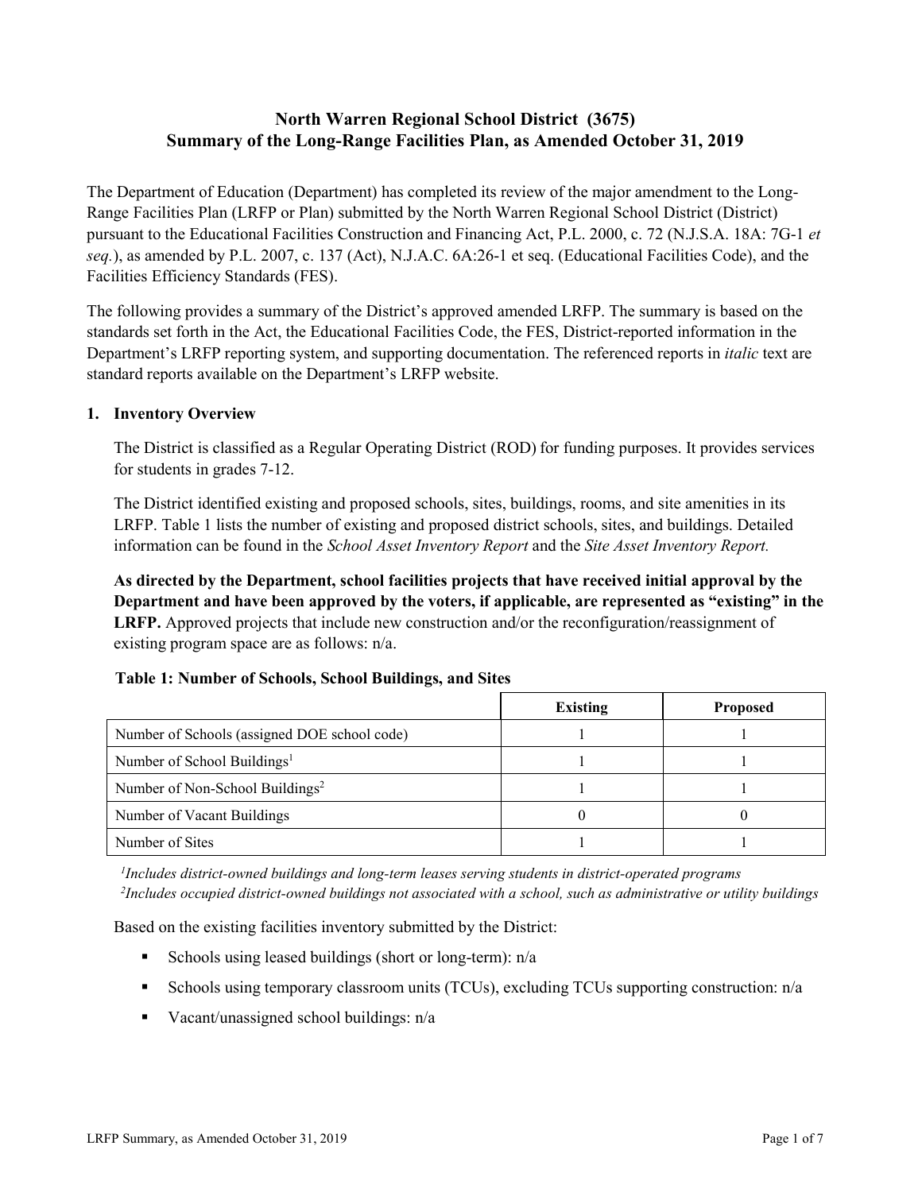# North Warren Regional School District (3675)
## Summary of the Long-Range Facilities Plan, as Amended October 31, 2019

The Department of Education (Department) has completed its review of the major amendment to the Long-Range Facilities Plan (LRFP or Plan) submitted by the North Warren Regional School District (District) pursuant to the Educational Facilities Construction and Financing Act, P.L. 2000, c. 72 (N.J.S.A. 18A: 7G-1 *et seq.*), as amended by P.L. 2007, c. 137 (Act), N.J.A.C. 6A:26-1 et seq. (Educational Facilities Code), and the Facilities Efficiency Standards (FES).

The following provides a summary of the District's approved amended LRFP. The summary is based on the standards set forth in the Act, the Educational Facilities Code, the FES, District-reported information in the Department's LRFP reporting system, and supporting documentation. The referenced reports in *italic* text are standard reports available on the Department's LRFP website.

### 1. Inventory Overview

The District is classified as a Regular Operating District (ROD) for funding purposes. It provides services for students in grades 7-12.

The District identified existing and proposed schools, sites, buildings, rooms, and site amenities in its LRFP. Table 1 lists the number of existing and proposed district schools, sites, and buildings. Detailed information can be found in the *School Asset Inventory Report* and the *Site Asset Inventory Report.*

**As directed by the Department, school facilities projects that have received initial approval by the Department and have been approved by the voters, if applicable, are represented as "existing" in the LRFP.** Approved projects that include new construction and/or the reconfiguration/reassignment of existing program space are as follows: n/a.

**Table 1: Number of Schools, School Buildings, and Sites**

| | Existing | Proposed |
|---|---|---|
| Number of Schools (assigned DOE school code) | 1 | 1 |
| Number of School Buildings[1] | 1 | 1 |
| Number of Non-School Buildings[2] | 1 | 1 |
| Number of Vacant Buildings | 0 | 0 |
| Number of Sites | 1 | 1 |

[1]*Includes district-owned buildings and long-term leases serving students in district-operated programs*
[2]*Includes occupied district-owned buildings not associated with a school, such as administrative or utility buildings*

Based on the existing facilities inventory submitted by the District:

- Schools using leased buildings (short or long-term): n/a
- Schools using temporary classroom units (TCUs), excluding TCUs supporting construction: n/a
- Vacant/unassigned school buildings: n/a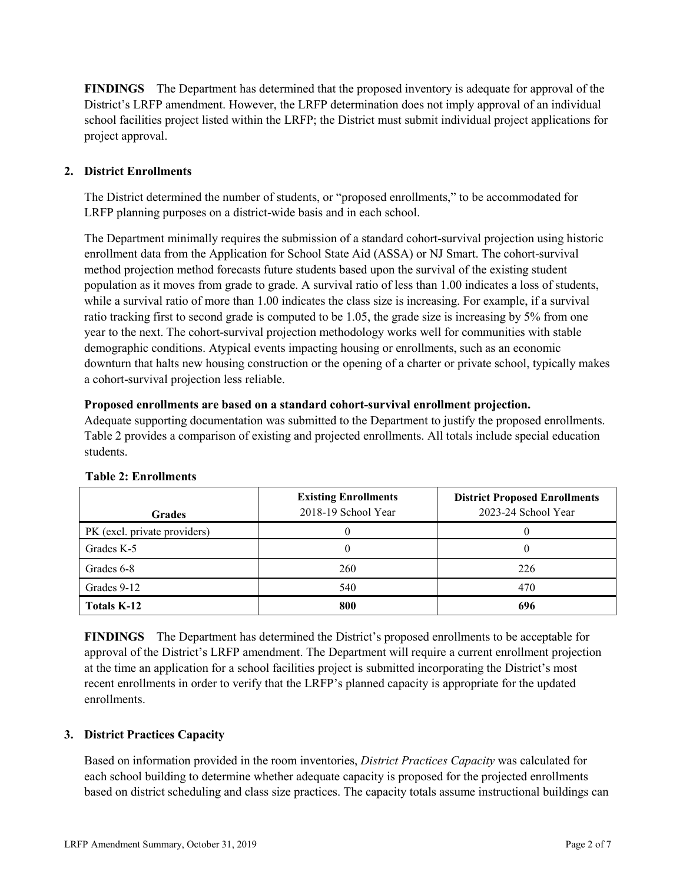**FINDINGS** The Department has determined that the proposed inventory is adequate for approval of the District's LRFP amendment. However, the LRFP determination does not imply approval of an individual school facilities project listed within the LRFP; the District must submit individual project applications for project approval.

## 2. District Enrollments

The District determined the number of students, or "proposed enrollments," to be accommodated for LRFP planning purposes on a district-wide basis and in each school.

The Department minimally requires the submission of a standard cohort-survival projection using historic enrollment data from the Application for School State Aid (ASSA) or NJ Smart. The cohort-survival method projection method forecasts future students based upon the survival of the existing student population as it moves from grade to grade. A survival ratio of less than 1.00 indicates a loss of students, while a survival ratio of more than 1.00 indicates the class size is increasing. For example, if a survival ratio tracking first to second grade is computed to be 1.05, the grade size is increasing by 5% from one year to the next. The cohort-survival projection methodology works well for communities with stable demographic conditions. Atypical events impacting housing or enrollments, such as an economic downturn that halts new housing construction or the opening of a charter or private school, typically makes a cohort-survival projection less reliable.

**Proposed enrollments are based on a standard cohort-survival enrollment projection.**
Adequate supporting documentation was submitted to the Department to justify the proposed enrollments. Table 2 provides a comparison of existing and projected enrollments. All totals include special education students.

**Table 2: Enrollments**

| Grades | Existing Enrollments 2018-19 School Year | District Proposed Enrollments 2023-24 School Year |
|---|---|---|
| PK (excl. private providers) | 0 | 0 |
| Grades K-5 | 0 | 0 |
| Grades 6-8 | 260 | 226 |
| Grades 9-12 | 540 | 470 |
| **Totals K-12** | **800** | **696** |

**FINDINGS** The Department has determined the District's proposed enrollments to be acceptable for approval of the District's LRFP amendment. The Department will require a current enrollment projection at the time an application for a school facilities project is submitted incorporating the District's most recent enrollments in order to verify that the LRFP's planned capacity is appropriate for the updated enrollments.

## 3. District Practices Capacity

Based on information provided in the room inventories, *District Practices Capacity* was calculated for each school building to determine whether adequate capacity is proposed for the projected enrollments based on district scheduling and class size practices. The capacity totals assume instructional buildings can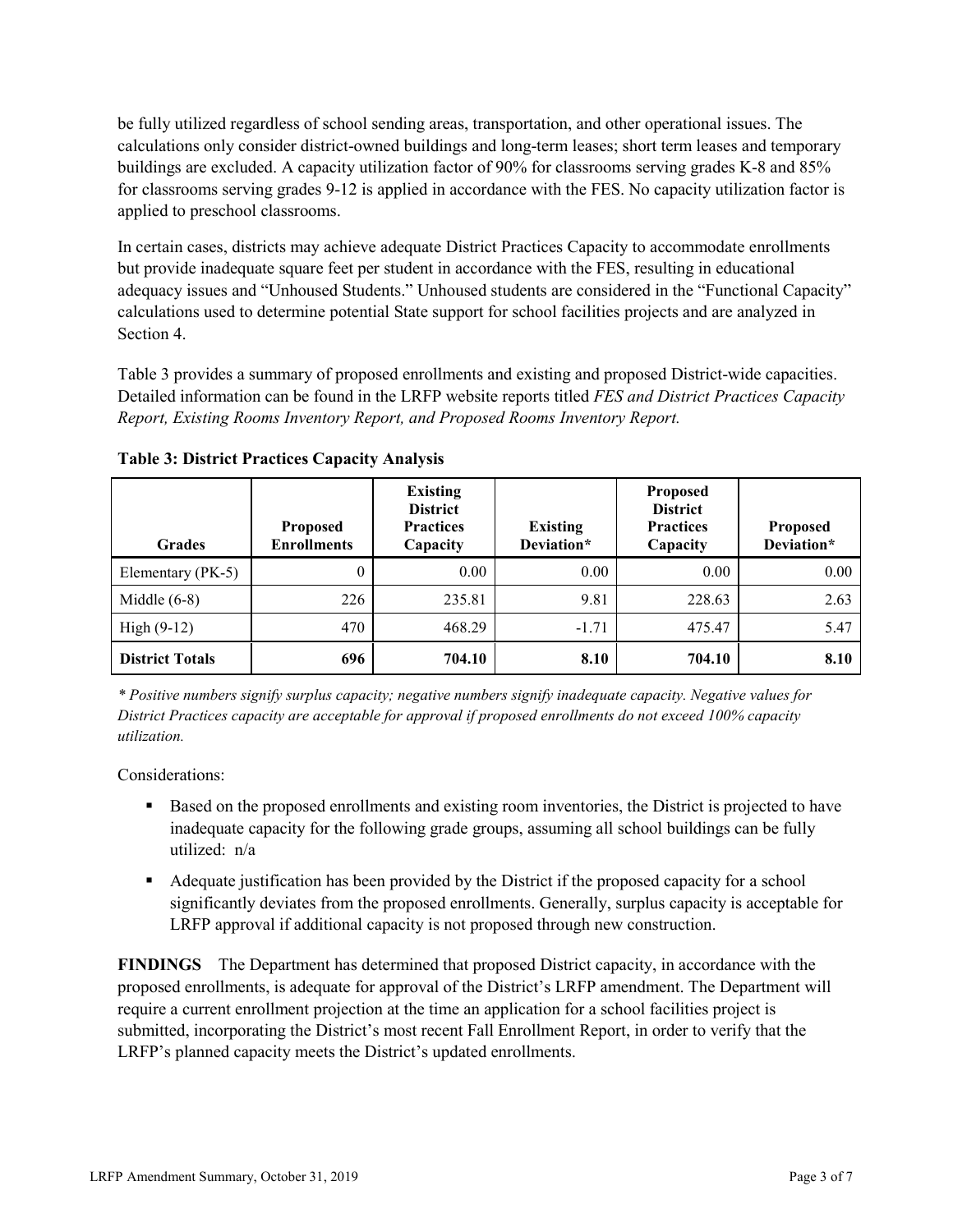be fully utilized regardless of school sending areas, transportation, and other operational issues. The calculations only consider district-owned buildings and long-term leases; short term leases and temporary buildings are excluded. A capacity utilization factor of 90% for classrooms serving grades K-8 and 85% for classrooms serving grades 9-12 is applied in accordance with the FES. No capacity utilization factor is applied to preschool classrooms.

In certain cases, districts may achieve adequate District Practices Capacity to accommodate enrollments but provide inadequate square feet per student in accordance with the FES, resulting in educational adequacy issues and "Unhoused Students." Unhoused students are considered in the "Functional Capacity" calculations used to determine potential State support for school facilities projects and are analyzed in Section 4.

Table 3 provides a summary of proposed enrollments and existing and proposed District-wide capacities. Detailed information can be found in the LRFP website reports titled *FES and District Practices Capacity Report, Existing Rooms Inventory Report, and Proposed Rooms Inventory Report.*

**Table 3: District Practices Capacity Analysis**

| Grades | Proposed Enrollments | Existing District Practices Capacity | Existing Deviation* | Proposed District Practices Capacity | Proposed Deviation* |
|---|---|---|---|---|---|
| Elementary (PK-5) | 0 | 0.00 | 0.00 | 0.00 | 0.00 |
| Middle (6-8) | 226 | 235.81 | 9.81 | 228.63 | 2.63 |
| High (9-12) | 470 | 468.29 | -1.71 | 475.47 | 5.47 |
| **District Totals** | **696** | **704.10** | **8.10** | **704.10** | **8.10** |

*\* Positive numbers signify surplus capacity; negative numbers signify inadequate capacity. Negative values for District Practices capacity are acceptable for approval if proposed enrollments do not exceed 100% capacity utilization.*

Considerations:

- Based on the proposed enrollments and existing room inventories, the District is projected to have inadequate capacity for the following grade groups, assuming all school buildings can be fully utilized: n/a
- Adequate justification has been provided by the District if the proposed capacity for a school significantly deviates from the proposed enrollments. Generally, surplus capacity is acceptable for LRFP approval if additional capacity is not proposed through new construction.

**FINDINGS** The Department has determined that proposed District capacity, in accordance with the proposed enrollments, is adequate for approval of the District's LRFP amendment. The Department will require a current enrollment projection at the time an application for a school facilities project is submitted, incorporating the District's most recent Fall Enrollment Report, in order to verify that the LRFP's planned capacity meets the District's updated enrollments.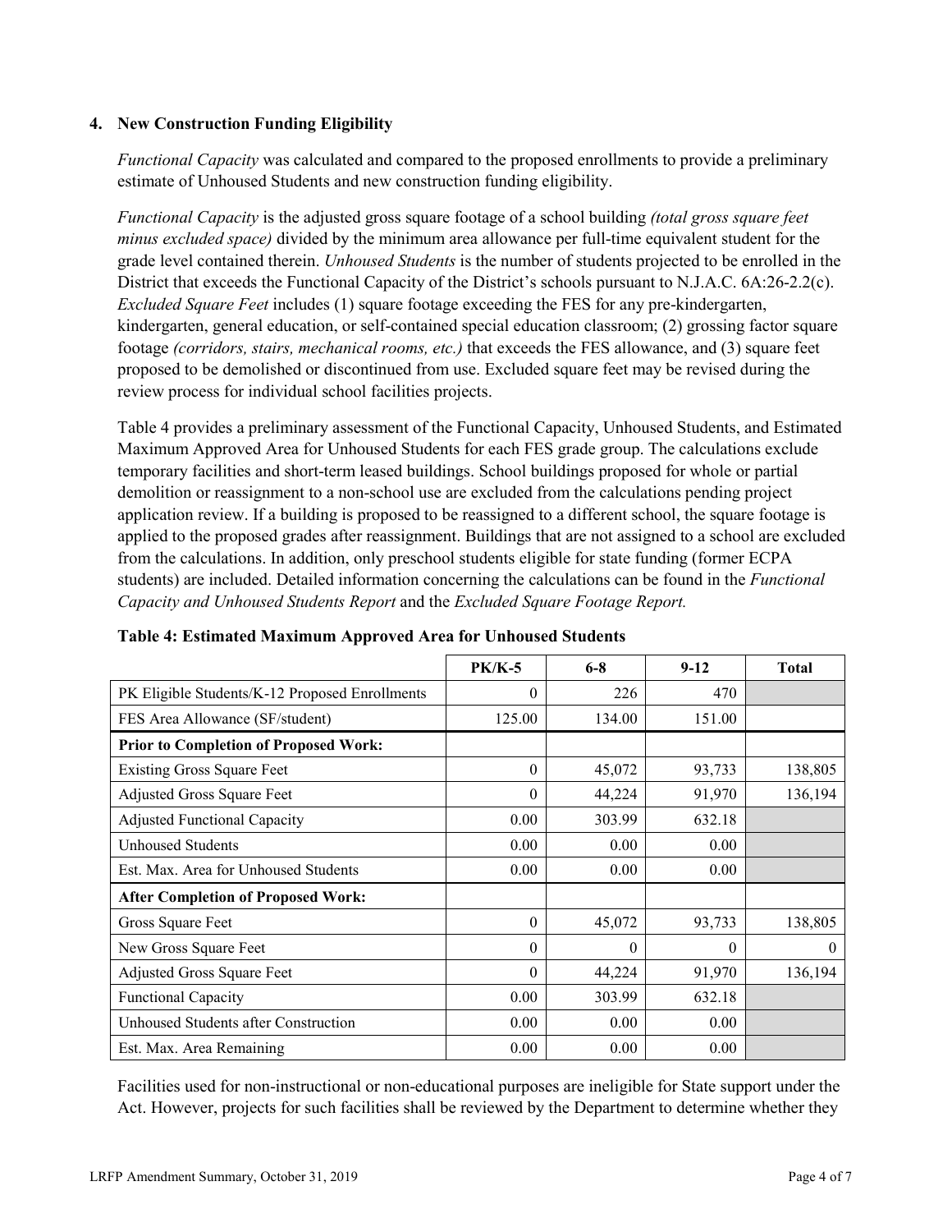### 4. New Construction Funding Eligibility

*Functional Capacity* was calculated and compared to the proposed enrollments to provide a preliminary estimate of Unhoused Students and new construction funding eligibility.

*Functional Capacity* is the adjusted gross square footage of a school building *(total gross square feet minus excluded space)* divided by the minimum area allowance per full-time equivalent student for the grade level contained therein. *Unhoused Students* is the number of students projected to be enrolled in the District that exceeds the Functional Capacity of the District's schools pursuant to N.J.A.C. 6A:26-2.2(c). *Excluded Square Feet* includes (1) square footage exceeding the FES for any pre-kindergarten, kindergarten, general education, or self-contained special education classroom; (2) grossing factor square footage *(corridors, stairs, mechanical rooms, etc.)* that exceeds the FES allowance, and (3) square feet proposed to be demolished or discontinued from use. Excluded square feet may be revised during the review process for individual school facilities projects.

Table 4 provides a preliminary assessment of the Functional Capacity, Unhoused Students, and Estimated Maximum Approved Area for Unhoused Students for each FES grade group. The calculations exclude temporary facilities and short-term leased buildings. School buildings proposed for whole or partial demolition or reassignment to a non-school use are excluded from the calculations pending project application review. If a building is proposed to be reassigned to a different school, the square footage is applied to the proposed grades after reassignment. Buildings that are not assigned to a school are excluded from the calculations. In addition, only preschool students eligible for state funding (former ECPA students) are included. Detailed information concerning the calculations can be found in the *Functional Capacity and Unhoused Students Report* and the *Excluded Square Footage Report.*

**Table 4: Estimated Maximum Approved Area for Unhoused Students**

| | PK/K-5 | 6-8 | 9-12 | Total |
|---|---|---|---|---|
| PK Eligible Students/K-12 Proposed Enrollments | 0 | 226 | 470 | |
| FES Area Allowance (SF/student) | 125.00 | 134.00 | 151.00 | |
| **Prior to Completion of Proposed Work:** | | | | |
| Existing Gross Square Feet | 0 | 45,072 | 93,733 | 138,805 |
| Adjusted Gross Square Feet | 0 | 44,224 | 91,970 | 136,194 |
| Adjusted Functional Capacity | 0.00 | 303.99 | 632.18 | |
| Unhoused Students | 0.00 | 0.00 | 0.00 | |
| Est. Max. Area for Unhoused Students | 0.00 | 0.00 | 0.00 | |
| **After Completion of Proposed Work:** | | | | |
| Gross Square Feet | 0 | 45,072 | 93,733 | 138,805 |
| New Gross Square Feet | 0 | 0 | 0 | 0 |
| Adjusted Gross Square Feet | 0 | 44,224 | 91,970 | 136,194 |
| Functional Capacity | 0.00 | 303.99 | 632.18 | |
| Unhoused Students after Construction | 0.00 | 0.00 | 0.00 | |
| Est. Max. Area Remaining | 0.00 | 0.00 | 0.00 | |

Facilities used for non-instructional or non-educational purposes are ineligible for State support under the Act. However, projects for such facilities shall be reviewed by the Department to determine whether they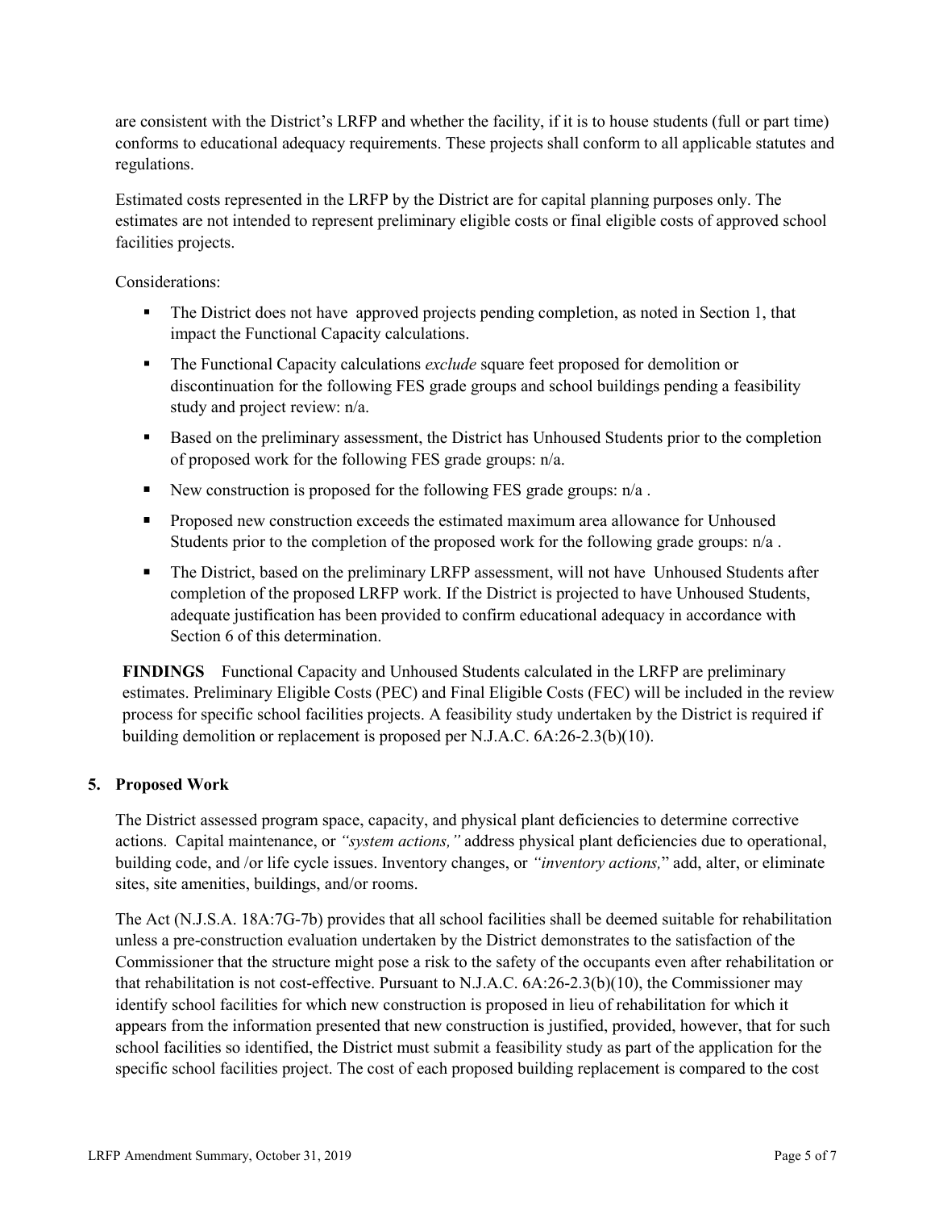are consistent with the District's LRFP and whether the facility, if it is to house students (full or part time) conforms to educational adequacy requirements. These projects shall conform to all applicable statutes and regulations.

Estimated costs represented in the LRFP by the District are for capital planning purposes only. The estimates are not intended to represent preliminary eligible costs or final eligible costs of approved school facilities projects.

Considerations:

- The District does not have approved projects pending completion, as noted in Section 1, that impact the Functional Capacity calculations.
- The Functional Capacity calculations *exclude* square feet proposed for demolition or discontinuation for the following FES grade groups and school buildings pending a feasibility study and project review: n/a.
- Based on the preliminary assessment, the District has Unhoused Students prior to the completion of proposed work for the following FES grade groups: n/a.
- New construction is proposed for the following FES grade groups: n/a .
- Proposed new construction exceeds the estimated maximum area allowance for Unhoused Students prior to the completion of the proposed work for the following grade groups: n/a .
- The District, based on the preliminary LRFP assessment, will not have Unhoused Students after completion of the proposed LRFP work. If the District is projected to have Unhoused Students, adequate justification has been provided to confirm educational adequacy in accordance with Section 6 of this determination.

**FINDINGS** Functional Capacity and Unhoused Students calculated in the LRFP are preliminary estimates. Preliminary Eligible Costs (PEC) and Final Eligible Costs (FEC) will be included in the review process for specific school facilities projects. A feasibility study undertaken by the District is required if building demolition or replacement is proposed per N.J.A.C. 6A:26-2.3(b)(10).

## 5. Proposed Work

The District assessed program space, capacity, and physical plant deficiencies to determine corrective actions. Capital maintenance, or *"system actions,"* address physical plant deficiencies due to operational, building code, and /or life cycle issues. Inventory changes, or *"inventory actions,"* add, alter, or eliminate sites, site amenities, buildings, and/or rooms.

The Act (N.J.S.A. 18A:7G-7b) provides that all school facilities shall be deemed suitable for rehabilitation unless a pre-construction evaluation undertaken by the District demonstrates to the satisfaction of the Commissioner that the structure might pose a risk to the safety of the occupants even after rehabilitation or that rehabilitation is not cost-effective. Pursuant to N.J.A.C. 6A:26-2.3(b)(10), the Commissioner may identify school facilities for which new construction is proposed in lieu of rehabilitation for which it appears from the information presented that new construction is justified, provided, however, that for such school facilities so identified, the District must submit a feasibility study as part of the application for the specific school facilities project. The cost of each proposed building replacement is compared to the cost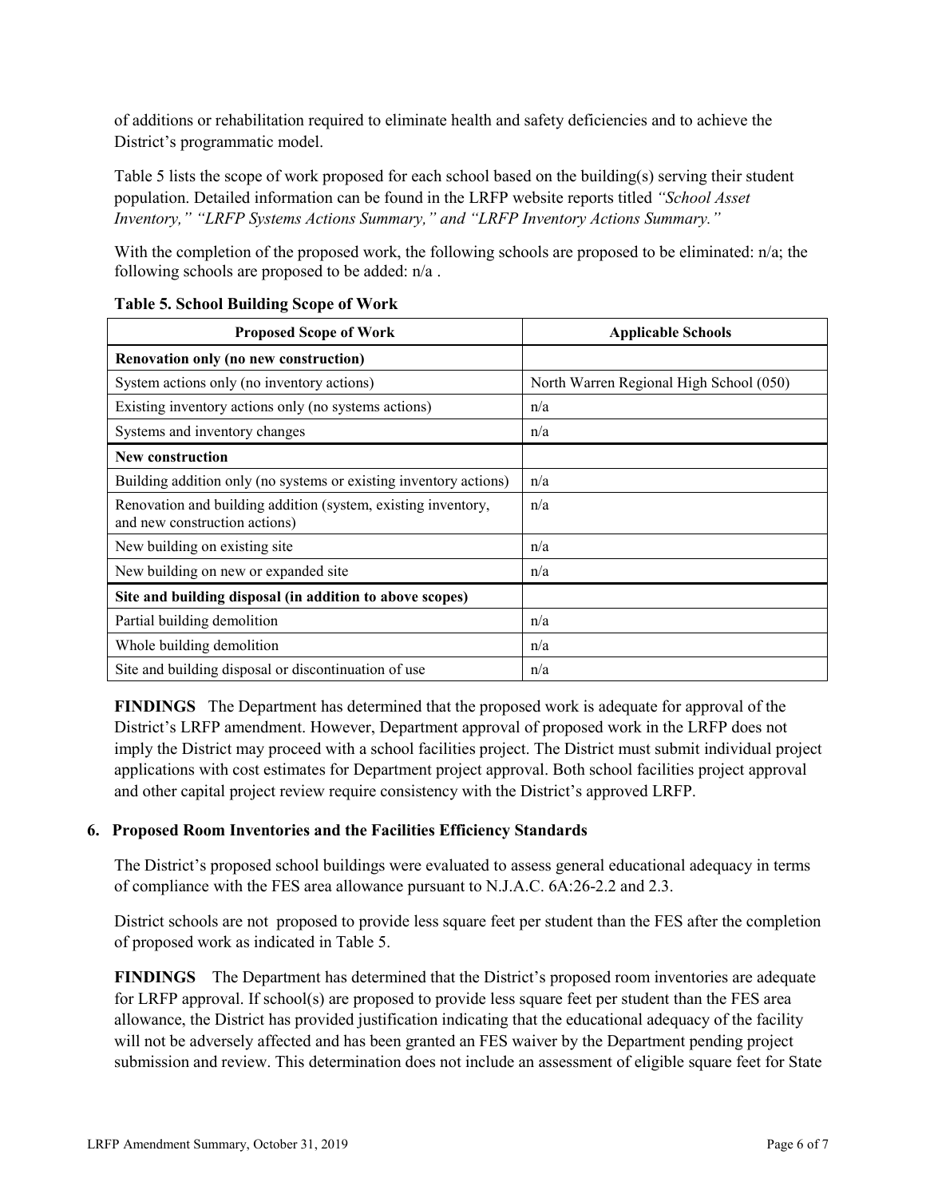of additions or rehabilitation required to eliminate health and safety deficiencies and to achieve the District's programmatic model.

Table 5 lists the scope of work proposed for each school based on the building(s) serving their student population. Detailed information can be found in the LRFP website reports titled *"School Asset Inventory," "LRFP Systems Actions Summary," and "LRFP Inventory Actions Summary."*

With the completion of the proposed work, the following schools are proposed to be eliminated: n/a; the following schools are proposed to be added: n/a .

**Table 5. School Building Scope of Work**

| Proposed Scope of Work | Applicable Schools |
|---|---|
| **Renovation only (no new construction)** | |
| System actions only (no inventory actions) | North Warren Regional High School (050) |
| Existing inventory actions only (no systems actions) | n/a |
| Systems and inventory changes | n/a |
| **New construction** | |
| Building addition only (no systems or existing inventory actions) | n/a |
| Renovation and building addition (system, existing inventory, and new construction actions) | n/a |
| New building on existing site | n/a |
| New building on new or expanded site | n/a |
| **Site and building disposal (in addition to above scopes)** | |
| Partial building demolition | n/a |
| Whole building demolition | n/a |
| Site and building disposal or discontinuation of use | n/a |

**FINDINGS** The Department has determined that the proposed work is adequate for approval of the District's LRFP amendment. However, Department approval of proposed work in the LRFP does not imply the District may proceed with a school facilities project. The District must submit individual project applications with cost estimates for Department project approval. Both school facilities project approval and other capital project review require consistency with the District's approved LRFP.

### 6. Proposed Room Inventories and the Facilities Efficiency Standards

The District's proposed school buildings were evaluated to assess general educational adequacy in terms of compliance with the FES area allowance pursuant to N.J.A.C. 6A:26-2.2 and 2.3.

District schools are not proposed to provide less square feet per student than the FES after the completion of proposed work as indicated in Table 5.

**FINDINGS** The Department has determined that the District's proposed room inventories are adequate for LRFP approval. If school(s) are proposed to provide less square feet per student than the FES area allowance, the District has provided justification indicating that the educational adequacy of the facility will not be adversely affected and has been granted an FES waiver by the Department pending project submission and review. This determination does not include an assessment of eligible square feet for State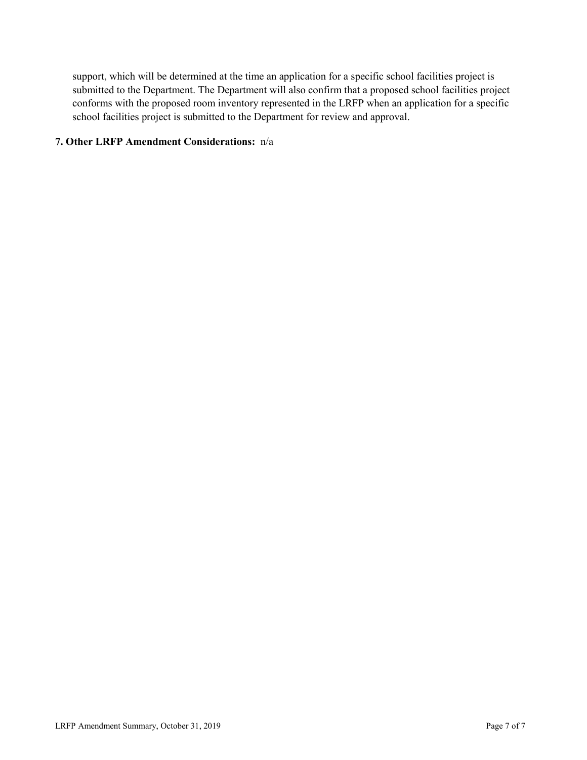support, which will be determined at the time an application for a specific school facilities project is submitted to the Department. The Department will also confirm that a proposed school facilities project conforms with the proposed room inventory represented in the LRFP when an application for a specific school facilities project is submitted to the Department for review and approval.

**7. Other LRFP Amendment Considerations:** n/a